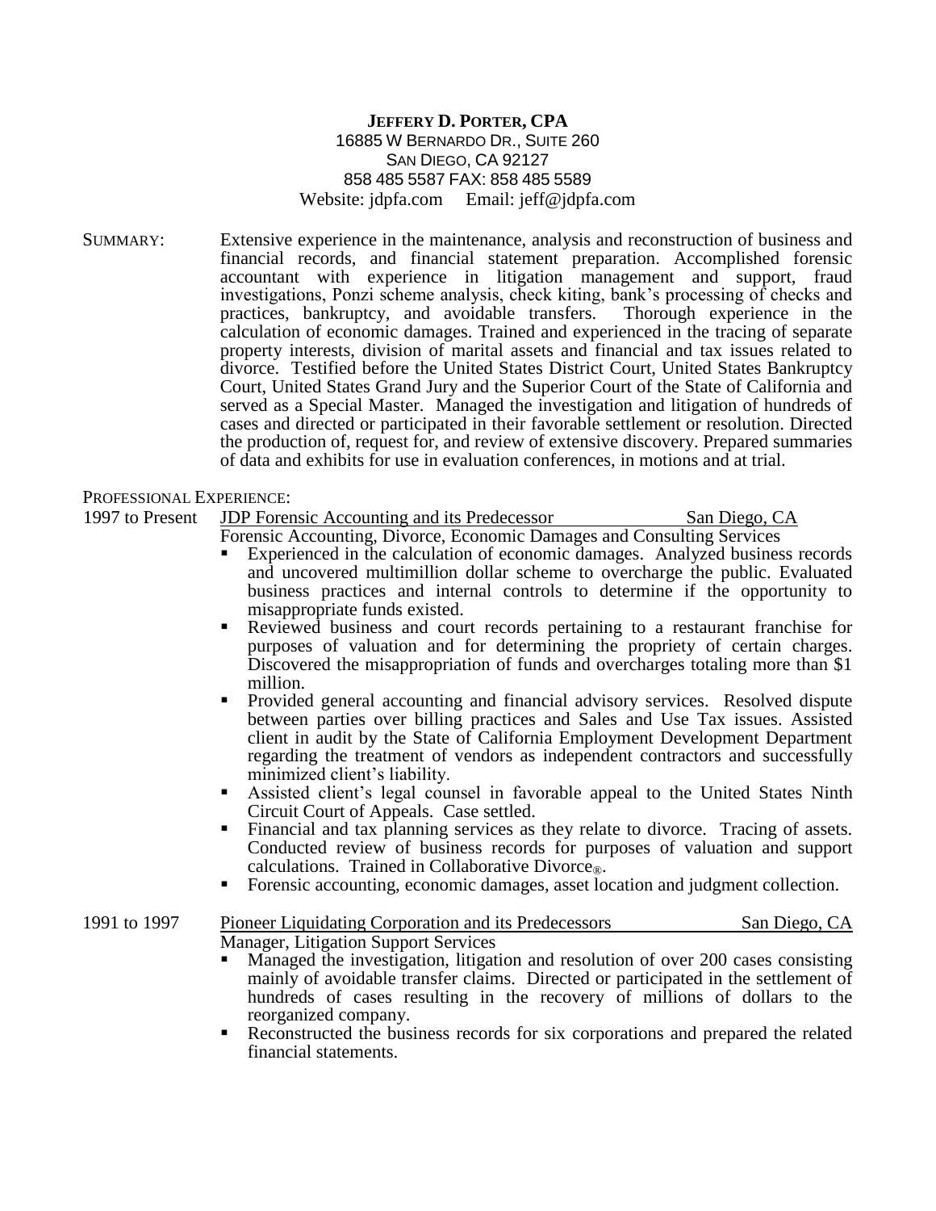# JEFFERY D. PORTER, CPA

16885 W BERNARDO DR., SUITE 260
SAN DIEGO, CA 92127
858 485 5587 FAX: 858 485 5589
Website: jdpfa.com Email: jeff@jdpfa.com

**SUMMARY:** Extensive experience in the maintenance, analysis and reconstruction of business and financial records, and financial statement preparation. Accomplished forensic accountant with experience in litigation management and support, fraud investigations, Ponzi scheme analysis, check kiting, bank's processing of checks and practices, bankruptcy, and avoidable transfers. Thorough experience in the calculation of economic damages. Trained and experienced in the tracing of separate property interests, division of marital assets and financial and tax issues related to divorce. Testified before the United States District Court, United States Bankruptcy Court, United States Grand Jury and the Superior Court of the State of California and served as a Special Master. Managed the investigation and litigation of hundreds of cases and directed or participated in their favorable settlement or resolution. Directed the production of, request for, and review of extensive discovery. Prepared summaries of data and exhibits for use in evaluation conferences, in motions and at trial.

## PROFESSIONAL EXPERIENCE:

**1997 to Present** — JDP Forensic Accounting and its Predecessor — San Diego, CA

Forensic Accounting, Divorce, Economic Damages and Consulting Services

- Experienced in the calculation of economic damages. Analyzed business records and uncovered multimillion dollar scheme to overcharge the public. Evaluated business practices and internal controls to determine if the opportunity to misappropriate funds existed.
- Reviewed business and court records pertaining to a restaurant franchise for purposes of valuation and for determining the propriety of certain charges. Discovered the misappropriation of funds and overcharges totaling more than $1 million.
- Provided general accounting and financial advisory services. Resolved dispute between parties over billing practices and Sales and Use Tax issues. Assisted client in audit by the State of California Employment Development Department regarding the treatment of vendors as independent contractors and successfully minimized client's liability.
- Assisted client's legal counsel in favorable appeal to the United States Ninth Circuit Court of Appeals. Case settled.
- Financial and tax planning services as they relate to divorce. Tracing of assets. Conducted review of business records for purposes of valuation and support calculations. Trained in Collaborative Divorce®.
- Forensic accounting, economic damages, asset location and judgment collection.

**1991 to 1997** — Pioneer Liquidating Corporation and its Predecessors — San Diego, CA

Manager, Litigation Support Services

- Managed the investigation, litigation and resolution of over 200 cases consisting mainly of avoidable transfer claims. Directed or participated in the settlement of hundreds of cases resulting in the recovery of millions of dollars to the reorganized company.
- Reconstructed the business records for six corporations and prepared the related financial statements.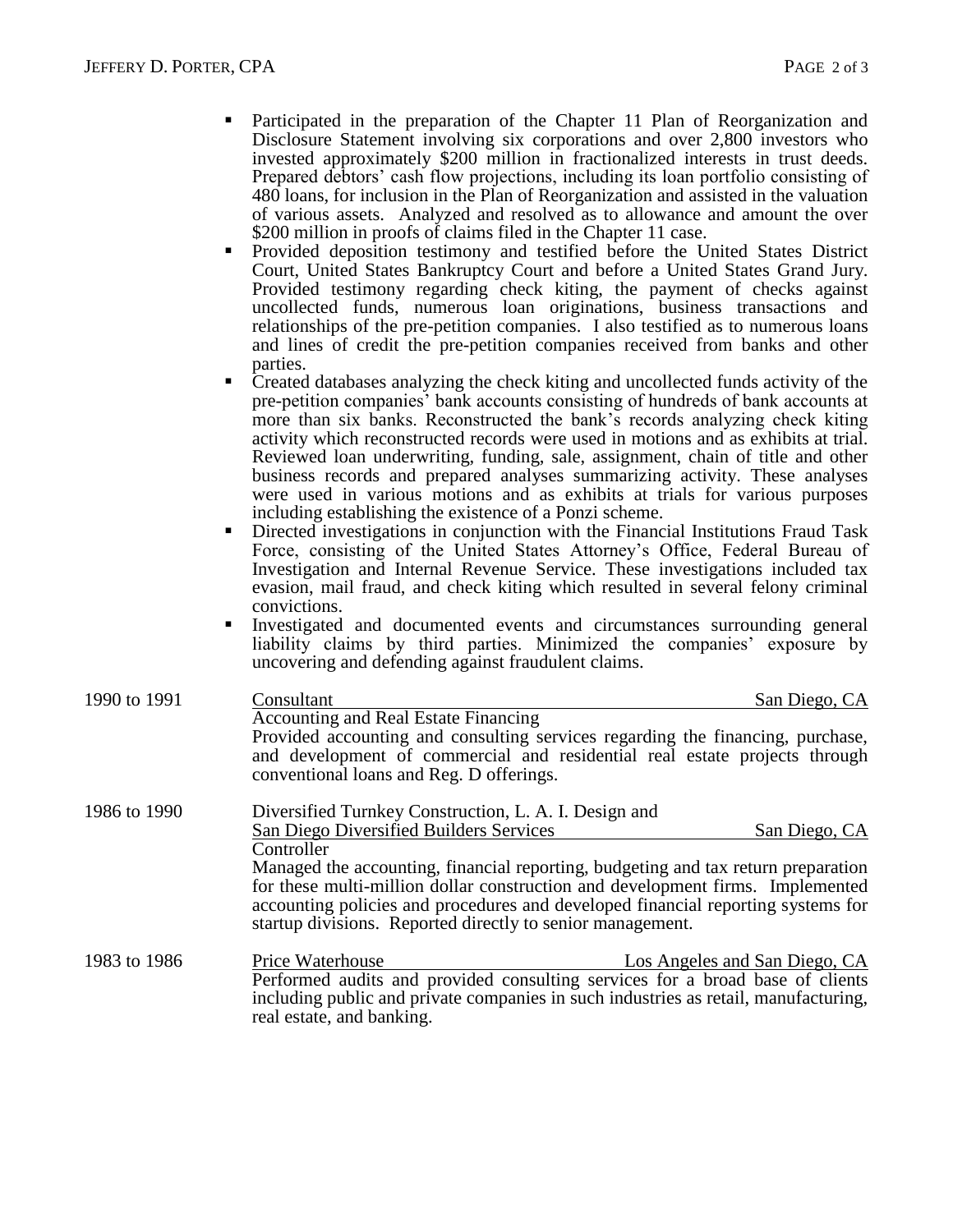- Participated in the preparation of the Chapter 11 Plan of Reorganization and Disclosure Statement involving six corporations and over 2,800 investors who invested approximately $200 million in fractionalized interests in trust deeds. Prepared debtors' cash flow projections, including its loan portfolio consisting of 480 loans, for inclusion in the Plan of Reorganization and assisted in the valuation of various assets. Analyzed and resolved as to allowance and amount the over $200 million in proofs of claims filed in the Chapter 11 case.
- Provided deposition testimony and testified before the United States District Court, United States Bankruptcy Court and before a United States Grand Jury. Provided testimony regarding check kiting, the payment of checks against uncollected funds, numerous loan originations, business transactions and relationships of the pre-petition companies. I also testified as to numerous loans and lines of credit the pre-petition companies received from banks and other parties.
- Created databases analyzing the check kiting and uncollected funds activity of the pre-petition companies' bank accounts consisting of hundreds of bank accounts at more than six banks. Reconstructed the bank's records analyzing check kiting activity which reconstructed records were used in motions and as exhibits at trial. Reviewed loan underwriting, funding, sale, assignment, chain of title and other business records and prepared analyses summarizing activity. These analyses were used in various motions and as exhibits at trials for various purposes including establishing the existence of a Ponzi scheme.
- Directed investigations in conjunction with the Financial Institutions Fraud Task Force, consisting of the United States Attorney's Office, Federal Bureau of Investigation and Internal Revenue Service. These investigations included tax evasion, mail fraud, and check kiting which resulted in several felony criminal convictions.
- Investigated and documented events and circumstances surrounding general liability claims by third parties. Minimized the companies' exposure by uncovering and defending against fraudulent claims.

**1990 to 1991** — Consultant — San Diego, CA

Accounting and Real Estate Financing

Provided accounting and consulting services regarding the financing, purchase, and development of commercial and residential real estate projects through conventional loans and Reg. D offerings.

**1986 to 1990** — Diversified Turnkey Construction, L. A. I. Design and San Diego Diversified Builders Services — San Diego, CA

Controller

Managed the accounting, financial reporting, budgeting and tax return preparation for these multi-million dollar construction and development firms. Implemented accounting policies and procedures and developed financial reporting systems for startup divisions. Reported directly to senior management.

**1983 to 1986** — Price Waterhouse — Los Angeles and San Diego, CA

Performed audits and provided consulting services for a broad base of clients including public and private companies in such industries as retail, manufacturing, real estate, and banking.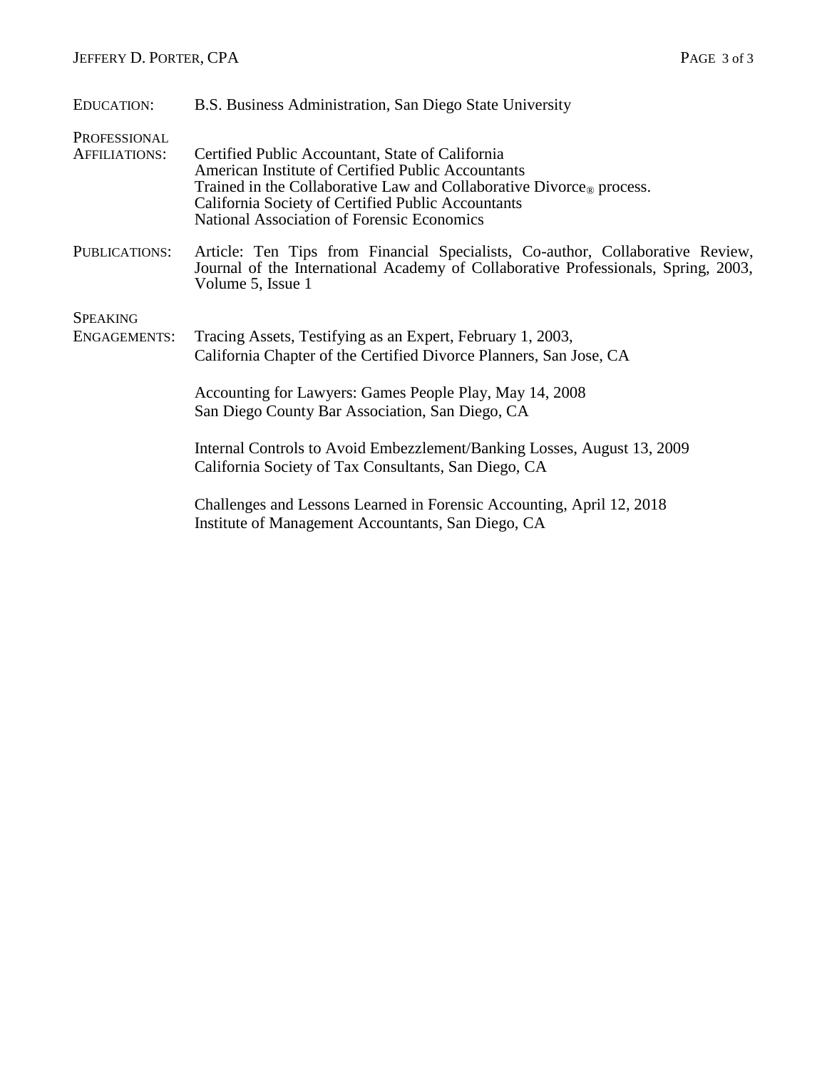**EDUCATION:** B.S. Business Administration, San Diego State University

**PROFESSIONAL AFFILIATIONS:**

Certified Public Accountant, State of California
American Institute of Certified Public Accountants
Trained in the Collaborative Law and Collaborative Divorce® process.
California Society of Certified Public Accountants
National Association of Forensic Economics

**PUBLICATIONS:** Article: Ten Tips from Financial Specialists, Co-author, Collaborative Review, Journal of the International Academy of Collaborative Professionals, Spring, 2003, Volume 5, Issue 1

**SPEAKING ENGAGEMENTS:**

Tracing Assets, Testifying as an Expert, February 1, 2003,
California Chapter of the Certified Divorce Planners, San Jose, CA

Accounting for Lawyers: Games People Play, May 14, 2008
San Diego County Bar Association, San Diego, CA

Internal Controls to Avoid Embezzlement/Banking Losses, August 13, 2009
California Society of Tax Consultants, San Diego, CA

Challenges and Lessons Learned in Forensic Accounting, April 12, 2018
Institute of Management Accountants, San Diego, CA